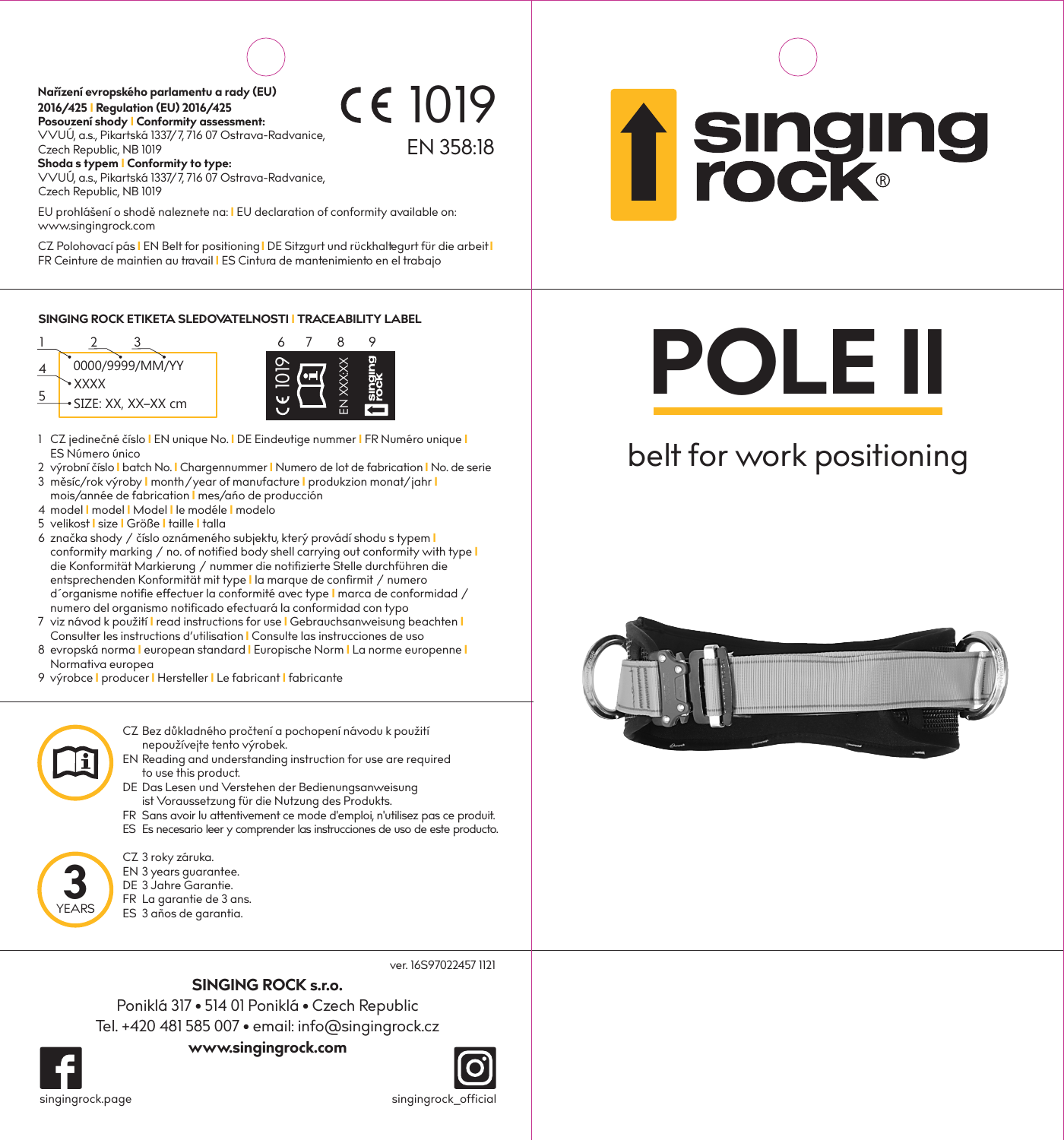**Nařízení evropského parlamentu a rady (EU) 2016/425 | Regulation (EU) 2016/425**
**Posouzení shody | Conformity assessment:**
VVUÚ, a.s., Pikartská 1337/7, 716 07 Ostrava-Radvanice, Czech Republic, NB 1019
**Shoda s typem | Conformity to type:**
VVUÚ, a.s., Pikartská 1337/7, 716 07 Ostrava-Radvanice, Czech Republic, NB 1019

CE 1019

EN 358:18

EU prohlášení o shodě naleznete na: | EU declaration of conformity available on: www.singingrock.com

CZ Polohovací pás | EN Belt for positioning | DE Sitzgurt und rückhaltegurt für die arbeit | FR Ceinture de maintien au travail | ES Cintura de mantenimiento en el trabajo

**SINGING ROCK ETIKETA SLEDOVATELNOSTI | TRACEABILITY LABEL**

1 2 3
0000/9999/MM/YY
4 XXXX
5 SIZE: XX, XX–XX cm

6 7 8 9
CE 1019 | EN XXX:XX | singing rock

1 CZ jedinečné číslo | EN unique No. | DE Eindeutige nummer | FR Numéro unique | ES Número único
2 výrobní číslo | batch No. | Chargennummer | Numero de lot de fabrication | No. de serie
3 měsíc/rok výroby | month/year of manufacture | produkzion monat/jahr | mois/année de fabrication | mes/año de producción
4 model | model | Model | le modéle | modelo
5 velikost | size | Größe | taille | talla
6 značka shody / číslo oznámeného subjektu, který provádí shodu s typem | conformity marking / no. of notified body shell carrying out conformity with type | die Konformität Markierung / nummer die notifizierte Stelle durchführen die entsprechenden Konformität mit type | la marque de confirmit / numero d´organisme notifie effectuer la conformité avec type | marca de conformidad / numero del organismo notificado efectuará la conformidad con typo
7 viz návod k použití | read instructions for use | Gebrauchsanweisung beachten | Consulter les instructions d'utilisation | Consulte las instrucciones de uso
8 evropská norma | european standard | Europische Norm | La norme europenne | Normativa europea
9 výrobce | producer | Hersteller | Le fabricant | fabricante

CZ Bez důkladného pročtení a pochopení návodu k použití nepoužívejte tento výrobek.
EN Reading and understanding instruction for use are required to use this product.
DE Das Lesen und Verstehen der Bedienungsanweisung ist Voraussetzung für die Nutzung des Produkts.
FR Sans avoir lu attentivement ce mode d'emploi, n'utilisez pas ce produit.
ES Es necesario leer y comprender las instrucciones de uso de este producto.

3 YEARS

CZ 3 roky záruka.
EN 3 years guarantee.
DE 3 Jahre Garantie.
FR La garantie de 3 ans.
ES 3 años de garantia.

ver. 16S97022457 1121

**SINGING ROCK s.r.o.**
Poniklá 317 • 514 01 Poniklá • Czech Republic
Tel. +420 481 585 007 • email: info@singingrock.cz
**www.singingrock.com**

singingrock.page

singingrock_official

singing rock®

# POLE II

belt for work positioning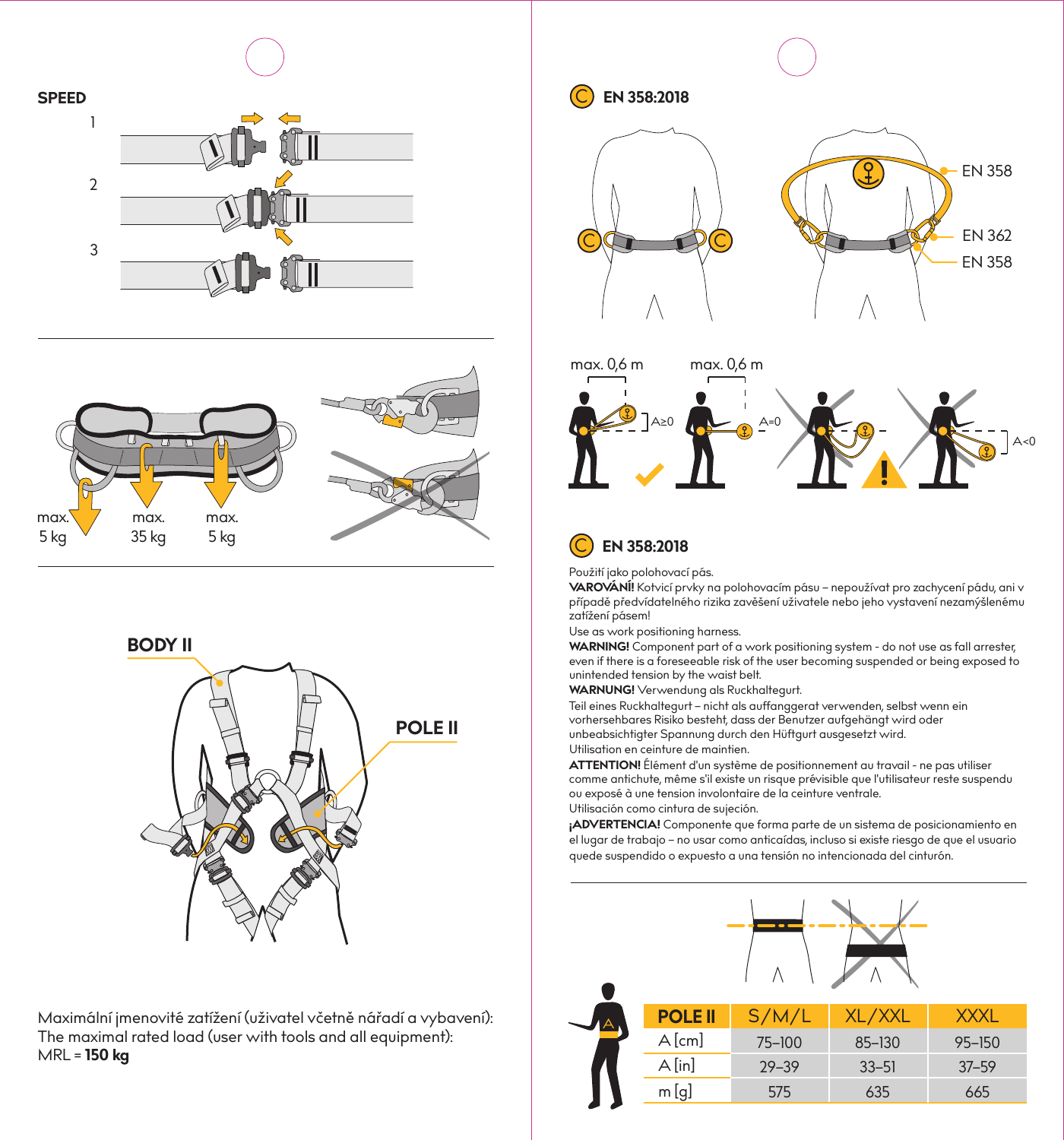## SPEED

1

2

3

max. 5 kg

max. 35 kg

max. 5 kg

BODY II

POLE II

Maximální jmenovité zatížení (uživatel včetně nářadí a vybavení):
The maximal rated load (user with tools and all equipment):
MRL = **150 kg**

## C EN 358:2018

EN 358

EN 362

EN 358

max. 0,6 m

A≥0

max. 0,6 m

A=0

A<0

## C EN 358:2018

Použití jako polohovací pás.
**VAROVÁNÍ!** Kotvicí prvky na polohovacím pásu – nepoužívat pro zachycení pádu, ani v případě předvídatelného rizika zavěšení uživatele nebo jeho vystavení nezamýšlenému zatížení pásem!
Use as work positioning harness.
**WARNING!** Component part of a work positioning system - do not use as fall arrester, even if there is a foreseeable risk of the user becoming suspended or being exposed to unintended tension by the waist belt.
**WARNUNG!** Verwendung als Ruckhaltegurt.
Teil eines Ruckhaltegurt – nicht als auffanggerat verwenden, selbst wenn ein vorhersehbares Risiko besteht, dass der Benutzer aufgehängt wird oder unbeabsichtigter Spannung durch den Hüftgurt ausgesetzt wird.
Utilisation en ceinture de maintien.
**ATTENTION!** Élément d'un système de positionnement au travail - ne pas utiliser comme antichute, même s'il existe un risque prévisible que l'utilisateur reste suspendu ou exposé à une tension involontaire de la ceinture ventrale.
Utilisación como cintura de sujeción.
**¡ADVERTENCIA!** Componente que forma parte de un sistema de posicionamiento en el lugar de trabajo – no usar como anticaídas, incluso si existe riesgo de que el usuario quede suspendido o expuesto a una tensión no intencionada del cinturón.

| POLE II | S/M/L | XL/XXL | XXXL |
|---|---|---|---|
| A [cm] | 75–100 | 85–130 | 95–150 |
| A [in] | 29–39 | 33–51 | 37–59 |
| m [g] | 575 | 635 | 665 |